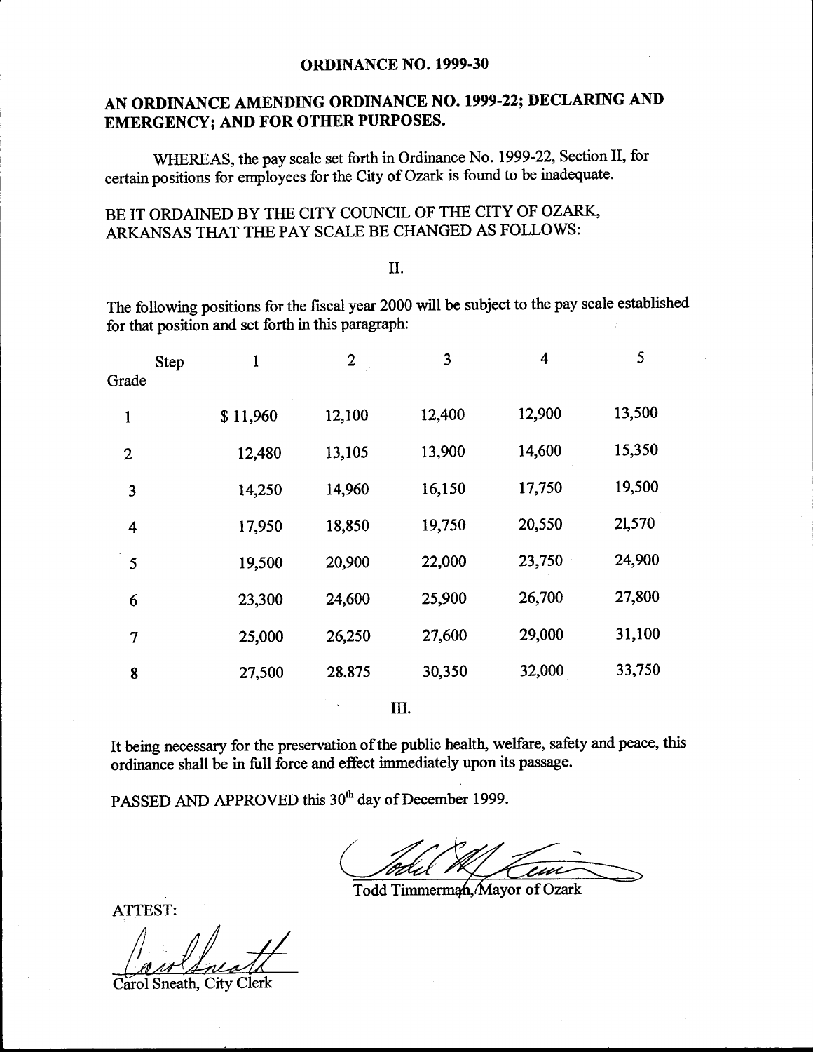# ORDINANCE NO. 1999-30

## AN ORDINANCE AMENDING ORDINANCE NO. 1999-22; DECLARING AND EMERGENCY; AND FOR OTHER PURPOSES.

WHEREAS, the pay scale set forth in Ordinance No. 1999-22, Section II, for certain positions for employees for the City of Ozark is found to be inadequate.

BE IT ORDAINED BY THE CITY COUNCIL OF THE CITY OF OZARK, ARKANSAS THAT THE PAY SCALE BE CHANGED AS FOLLOWS:

II.

The following positions for the fiscal year 2000 will be subject to the pay scale established for that position and set forth in this paragraph:

| Grade \ Step | 1 | 2 | 3 | 4 | 5 |
|---|---|---|---|---|---|
| 1 | $ 11,960 | 12,100 | 12,400 | 12,900 | 13,500 |
| 2 | 12,480 | 13,105 | 13,900 | 14,600 | 15,350 |
| 3 | 14,250 | 14,960 | 16,150 | 17,750 | 19,500 |
| 4 | 17,950 | 18,850 | 19,750 | 20,550 | 21,570 |
| 5 | 19,500 | 20,900 | 22,000 | 23,750 | 24,900 |
| 6 | 23,300 | 24,600 | 25,900 | 26,700 | 27,800 |
| 7 | 25,000 | 26,250 | 27,600 | 29,000 | 31,100 |
| 8 | 27,500 | 28.875 | 30,350 | 32,000 | 33,750 |

III.

It being necessary for the preservation of the public health, welfare, safety and peace, this ordinance shall be in full force and effect immediately upon its passage.

PASSED AND APPROVED this 30th day of December 1999.

Todd Timmerman, Mayor of Ozark

ATTEST:

Carol Sneath, City Clerk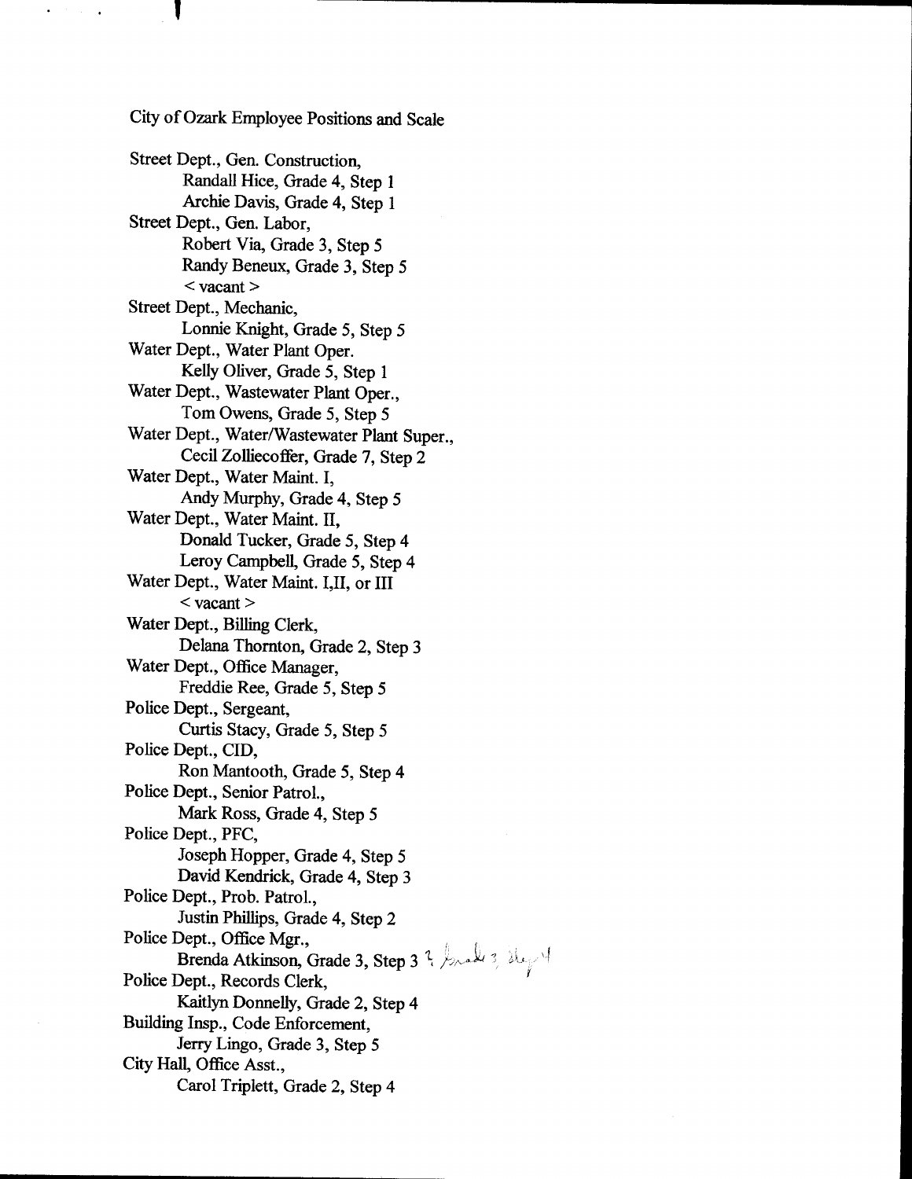City of Ozark Employee Positions and Scale

Street Dept., Gen. Construction,
- Randall Hice, Grade 4, Step 1
- Archie Davis, Grade 4, Step 1

Street Dept., Gen. Labor,
- Robert Via, Grade 3, Step 5
- Randy Beneux, Grade 3, Step 5
- < vacant >

Street Dept., Mechanic,
- Lonnie Knight, Grade 5, Step 5

Water Dept., Water Plant Oper.
- Kelly Oliver, Grade 5, Step 1

Water Dept., Wastewater Plant Oper.,
- Tom Owens, Grade 5, Step 5

Water Dept., Water/Wastewater Plant Super.,
- Cecil Zolliecoffer, Grade 7, Step 2

Water Dept., Water Maint. I,
- Andy Murphy, Grade 4, Step 5

Water Dept., Water Maint. II,
- Donald Tucker, Grade 5, Step 4
- Leroy Campbell, Grade 5, Step 4

Water Dept., Water Maint. I,II, or III
- < vacant >

Water Dept., Billing Clerk,
- Delana Thornton, Grade 2, Step 3

Water Dept., Office Manager,
- Freddie Ree, Grade 5, Step 5

Police Dept., Sergeant,
- Curtis Stacy, Grade 5, Step 5

Police Dept., CID,
- Ron Mantooth, Grade 5, Step 4

Police Dept., Senior Patrol.,
- Mark Ross, Grade 4, Step 5

Police Dept., PFC,
- Joseph Hopper, Grade 4, Step 5
- David Kendrick, Grade 4, Step 3

Police Dept., Prob. Patrol.,
- Justin Phillips, Grade 4, Step 2

Police Dept., Office Mgr.,
- Brenda Atkinson, Grade 3, Step 3 ? Grade 3, Step 4

Police Dept., Records Clerk,
- Kaitlyn Donnelly, Grade 2, Step 4

Building Insp., Code Enforcement,
- Jerry Lingo, Grade 3, Step 5

City Hall, Office Asst.,
- Carol Triplett, Grade 2, Step 4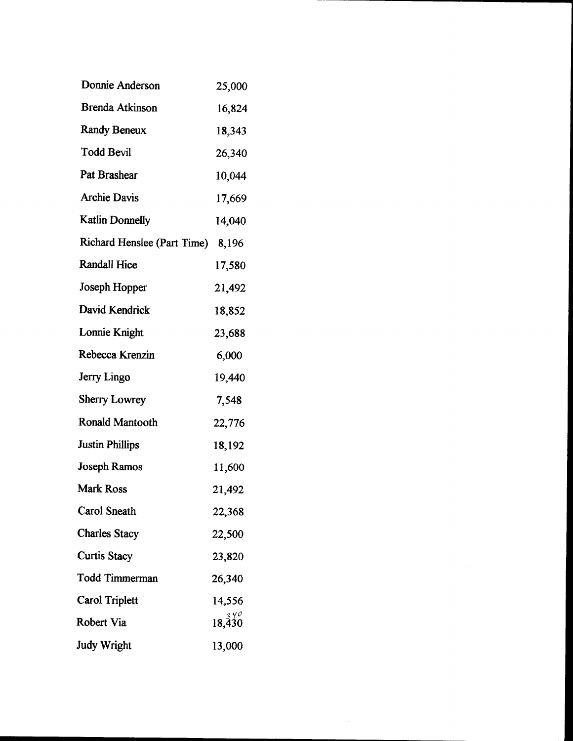| | |
|---|---|
| Donnie Anderson | 25,000 |
| Brenda Atkinson | 16,824 |
| Randy Beneux | 18,343 |
| Todd Bevil | 26,340 |
| Pat Brashear | 10,044 |
| Archie Davis | 17,669 |
| Katlin Donnelly | 14,040 |
| Richard Henslee (Part Time) | 8,196 |
| Randall Hice | 17,580 |
| Joseph Hopper | 21,492 |
| David Kendrick | 18,852 |
| Lonnie Knight | 23,688 |
| Rebecca Krenzin | 6,000 |
| Jerry Lingo | 19,440 |
| Sherry Lowrey | 7,548 |
| Ronald Mantooth | 22,776 |
| Justin Phillips | 18,192 |
| Joseph Ramos | 11,600 |
| Mark Ross | 21,492 |
| Carol Sneath | 22,368 |
| Charles Stacy | 22,500 |
| Curtis Stacy | 23,820 |
| Todd Timmerman | 26,340 |
| Carol Triplett | 14,556 |
| Robert Via | 18,430 (340) |
| Judy Wright | 13,000 |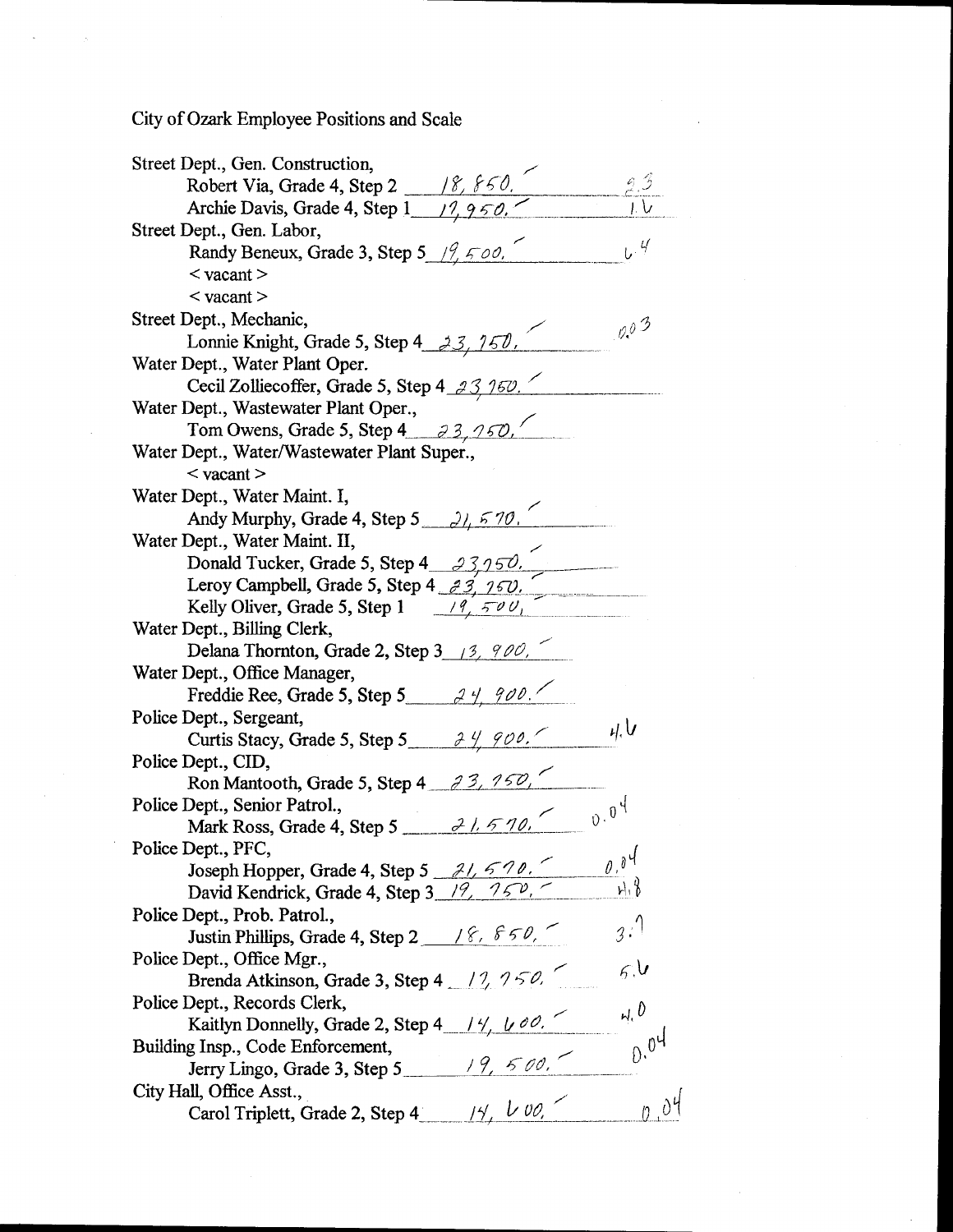City of Ozark Employee Positions and Scale

Street Dept., Gen. Construction,
- Robert Via, Grade 4, Step 2 _18,850._ 3.3
- Archie Davis, Grade 4, Step 1 _17,950._ 1.6

Street Dept., Gen. Labor,
- Randy Beneux, Grade 3, Step 5 _19,500._ 6.4
- < vacant >
- < vacant >

Street Dept., Mechanic,
- Lonnie Knight, Grade 5, Step 4 _23,750._ 0.03

Water Dept., Water Plant Oper.
- Cecil Zolliecoffer, Grade 5, Step 4 _23,750._

Water Dept., Wastewater Plant Oper.,
- Tom Owens, Grade 5, Step 4 _23,750._

Water Dept., Water/Wastewater Plant Super.,
- < vacant >

Water Dept., Water Maint. I,
- Andy Murphy, Grade 4, Step 5 _21,570._

Water Dept., Water Maint. II,
- Donald Tucker, Grade 5, Step 4 _23,750._
- Leroy Campbell, Grade 5, Step 4 _23,750._
- Kelly Oliver, Grade 5, Step 1 _19,500._

Water Dept., Billing Clerk,
- Delana Thornton, Grade 2, Step 3 _13,900._

Water Dept., Office Manager,
- Freddie Ree, Grade 5, Step 5 _24,900._

Police Dept., Sergeant,
- Curtis Stacy, Grade 5, Step 5 _24,900._ 4.6

Police Dept., CID,
- Ron Mantooth, Grade 5, Step 4 _23,750._

Police Dept., Senior Patrol.,
- Mark Ross, Grade 4, Step 5 _21,570._ 0.04

Police Dept., PFC,
- Joseph Hopper, Grade 4, Step 5 _21,570._ 0.04
- David Kendrick, Grade 4, Step 3 _19,750._ 4.8

Police Dept., Prob. Patrol.,
- Justin Phillips, Grade 4, Step 2 _18,850._ 3.7

Police Dept., Office Mgr.,
- Brenda Atkinson, Grade 3, Step 4 _17,750._ 5.6

Police Dept., Records Clerk,
- Kaitlyn Donnelly, Grade 2, Step 4 _14,600._ 4.0

Building Insp., Code Enforcement,
- Jerry Lingo, Grade 3, Step 5 _19,500._ 0.04

City Hall, Office Asst.,
- Carol Triplett, Grade 2, Step 4 _14,600._ 0.04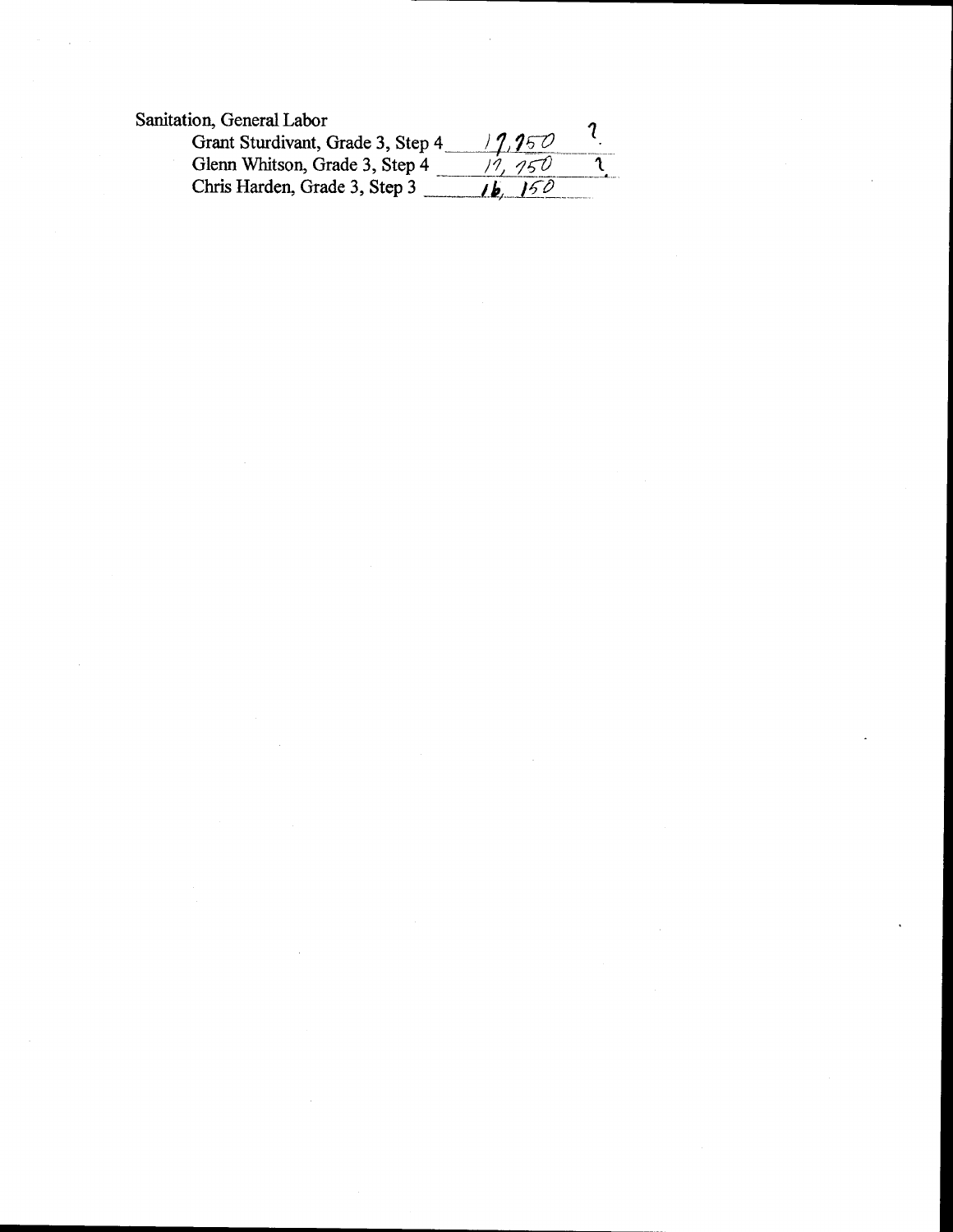Sanitation, General Labor

Grant Sturdivant, Grade 3, Step 4 ___17,750___ 7

Glenn Whitson, Grade 3, Step 4 ___17,750___ 1

Chris Harden, Grade 3, Step 3 ___16,150___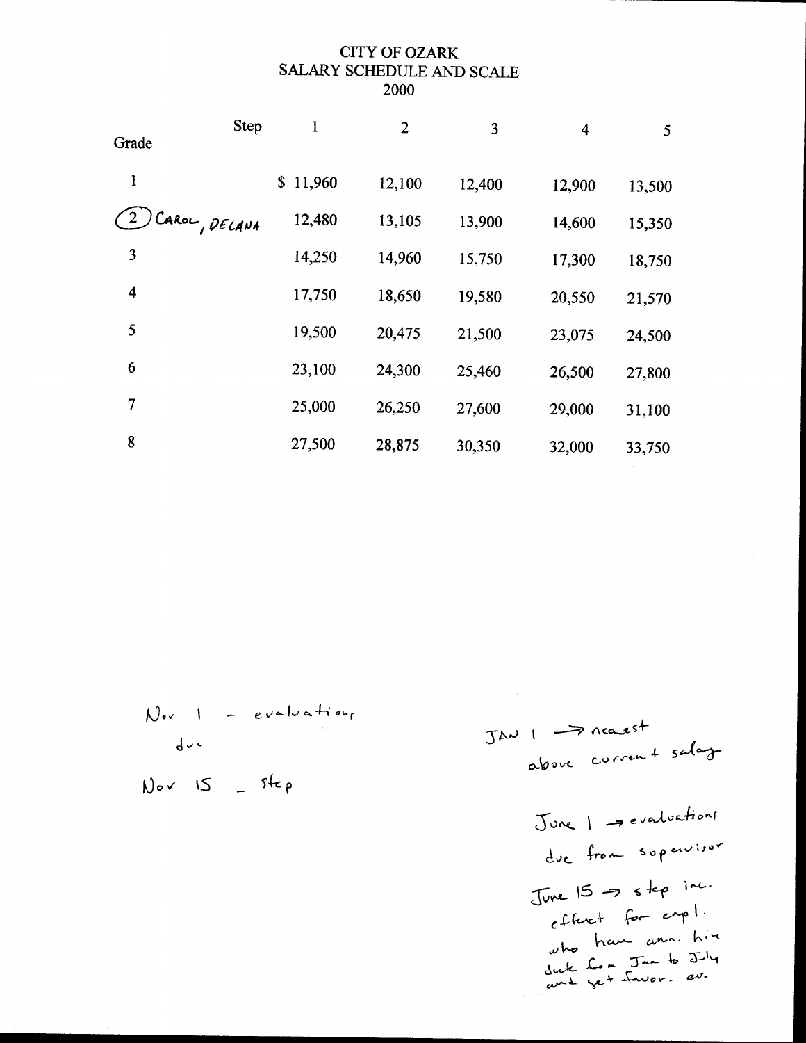# CITY OF OZARK
## SALARY SCHEDULE AND SCALE
## 2000

| Grade \ Step | 1 | 2 | 3 | 4 | 5 |
|---|---|---|---|---|---|
| 1 | $ 11,960 | 12,100 | 12,400 | 12,900 | 13,500 |
| (2) CAROL, DELANA | 12,480 | 13,105 | 13,900 | 14,600 | 15,350 |
| 3 | 14,250 | 14,960 | 15,750 | 17,300 | 18,750 |
| 4 | 17,750 | 18,650 | 19,580 | 20,550 | 21,570 |
| 5 | 19,500 | 20,475 | 21,500 | 23,075 | 24,500 |
| 6 | 23,100 | 24,300 | 25,460 | 26,500 | 27,800 |
| 7 | 25,000 | 26,250 | 27,600 | 29,000 | 31,100 |
| 8 | 27,500 | 28,875 | 30,350 | 32,000 | 33,750 |

Nov 1 - evaluations due

Nov 15 - step

JAN 1 → nearest above current salary

June 1 → evaluations due from supervisor

June 15 → step inc. effect for empl. who have ann. hire date from Jan to July and get favor. ev.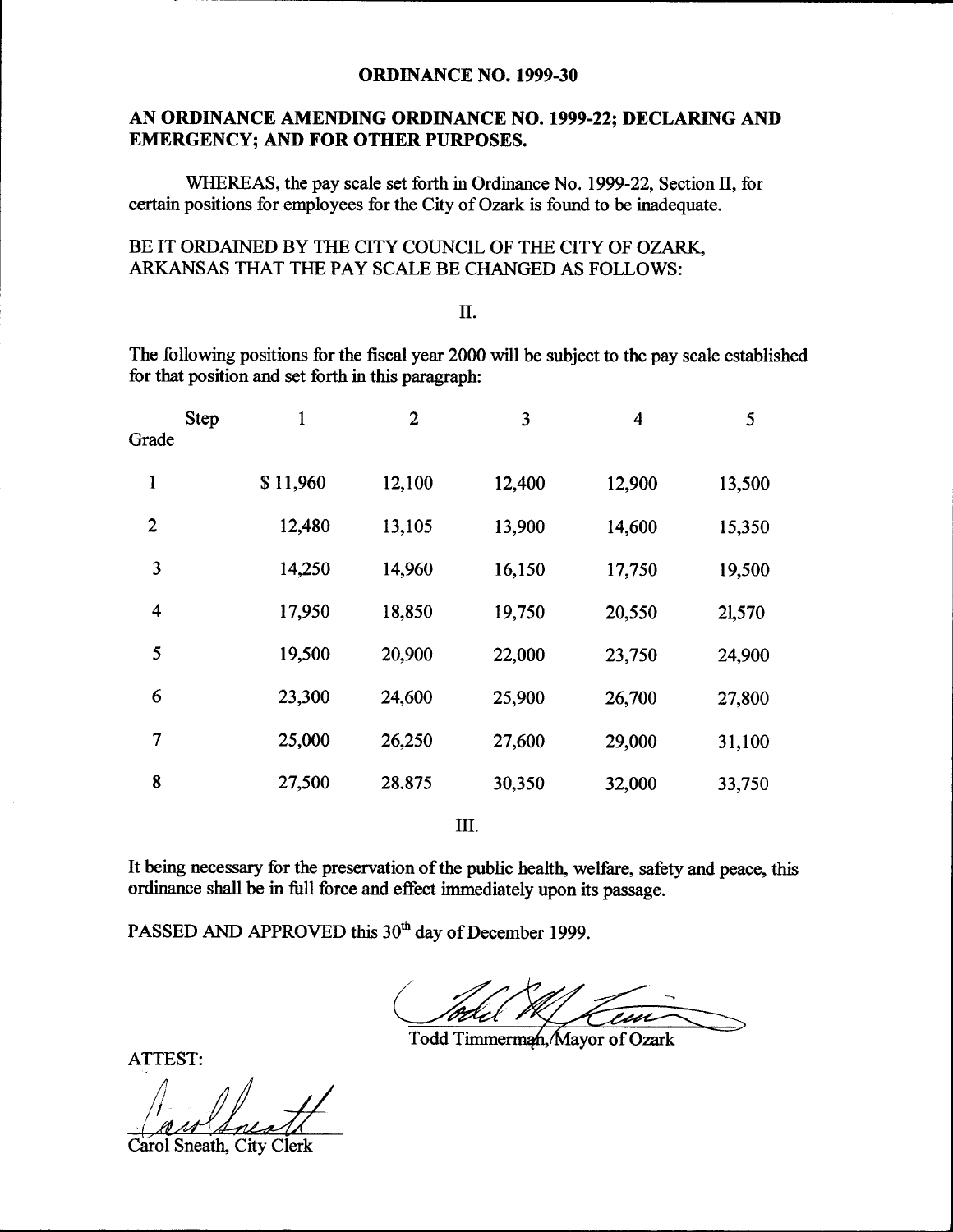# ORDINANCE NO. 1999-30

## AN ORDINANCE AMENDING ORDINANCE NO. 1999-22; DECLARING AND EMERGENCY; AND FOR OTHER PURPOSES.

WHEREAS, the pay scale set forth in Ordinance No. 1999-22, Section II, for certain positions for employees for the City of Ozark is found to be inadequate.

BE IT ORDAINED BY THE CITY COUNCIL OF THE CITY OF OZARK, ARKANSAS THAT THE PAY SCALE BE CHANGED AS FOLLOWS:

II.

The following positions for the fiscal year 2000 will be subject to the pay scale established for that position and set forth in this paragraph:

| Grade / Step | 1 | 2 | 3 | 4 | 5 |
|---|---|---|---|---|---|
| 1 | $ 11,960 | 12,100 | 12,400 | 12,900 | 13,500 |
| 2 | 12,480 | 13,105 | 13,900 | 14,600 | 15,350 |
| 3 | 14,250 | 14,960 | 16,150 | 17,750 | 19,500 |
| 4 | 17,950 | 18,850 | 19,750 | 20,550 | 21,570 |
| 5 | 19,500 | 20,900 | 22,000 | 23,750 | 24,900 |
| 6 | 23,300 | 24,600 | 25,900 | 26,700 | 27,800 |
| 7 | 25,000 | 26,250 | 27,600 | 29,000 | 31,100 |
| 8 | 27,500 | 28.875 | 30,350 | 32,000 | 33,750 |

III.

It being necessary for the preservation of the public health, welfare, safety and peace, this ordinance shall be in full force and effect immediately upon its passage.

PASSED AND APPROVED this 30th day of December 1999.

Todd Timmerman, Mayor of Ozark

ATTEST:

Carol Sneath, City Clerk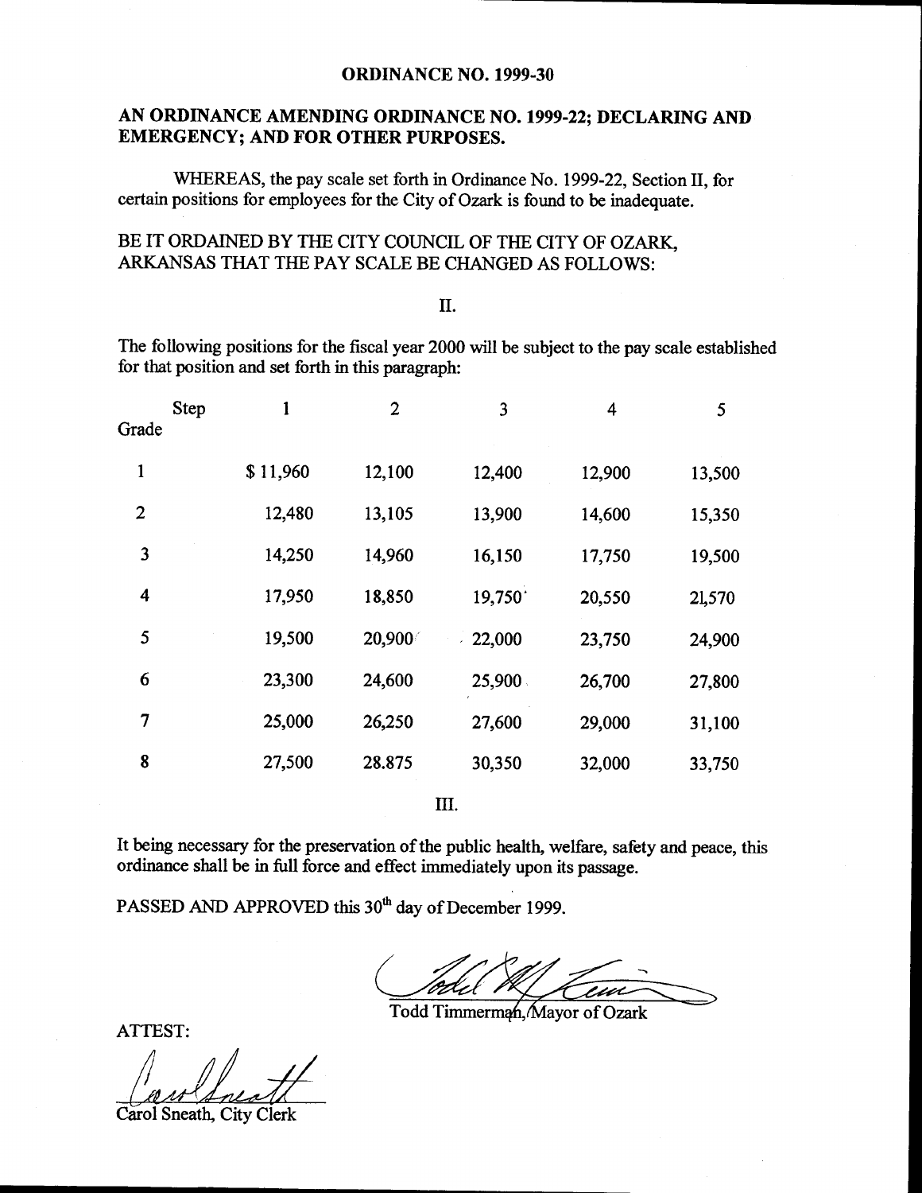**ORDINANCE NO. 1999-30**

**AN ORDINANCE AMENDING ORDINANCE NO. 1999-22; DECLARING AND EMERGENCY; AND FOR OTHER PURPOSES.**

WHEREAS, the pay scale set forth in Ordinance No. 1999-22, Section II, for certain positions for employees for the City of Ozark is found to be inadequate.

BE IT ORDAINED BY THE CITY COUNCIL OF THE CITY OF OZARK, ARKANSAS THAT THE PAY SCALE BE CHANGED AS FOLLOWS:

II.

The following positions for the fiscal year 2000 will be subject to the pay scale established for that position and set forth in this paragraph:

| Grade / Step | 1 | 2 | 3 | 4 | 5 |
|---|---|---|---|---|---|
| 1 | $ 11,960 | 12,100 | 12,400 | 12,900 | 13,500 |
| 2 | 12,480 | 13,105 | 13,900 | 14,600 | 15,350 |
| 3 | 14,250 | 14,960 | 16,150 | 17,750 | 19,500 |
| 4 | 17,950 | 18,850 | 19,750 | 20,550 | 21,570 |
| 5 | 19,500 | 20,900 | 22,000 | 23,750 | 24,900 |
| 6 | 23,300 | 24,600 | 25,900 | 26,700 | 27,800 |
| 7 | 25,000 | 26,250 | 27,600 | 29,000 | 31,100 |
| 8 | 27,500 | 28.875 | 30,350 | 32,000 | 33,750 |

III.

It being necessary for the preservation of the public health, welfare, safety and peace, this ordinance shall be in full force and effect immediately upon its passage.

PASSED AND APPROVED this 30th day of December 1999.

Todd Timmerman, Mayor of Ozark

ATTEST:

Carol Sneath, City Clerk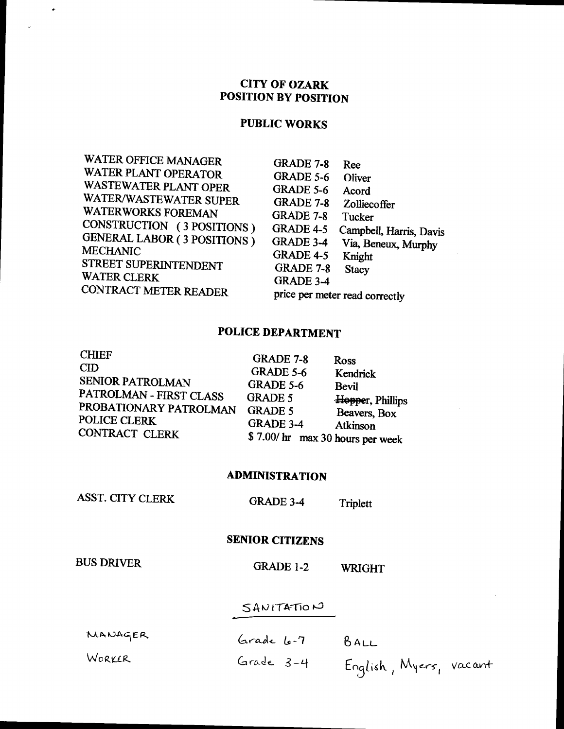# CITY OF OZARK
# POSITION BY POSITION

## PUBLIC WORKS

| | | |
|---|---|---|
| WATER OFFICE MANAGER | GRADE 7-8 | Ree |
| WATER PLANT OPERATOR | GRADE 5-6 | Oliver |
| WASTEWATER PLANT OPER | GRADE 5-6 | Acord |
| WATER/WASTEWATER SUPER | GRADE 7-8 | Zolliecoffer |
| WATERWORKS FOREMAN | GRADE 7-8 | Tucker |
| CONSTRUCTION (3 POSITIONS) | GRADE 4-5 | Campbell, Harris, Davis |
| GENERAL LABOR (3 POSITIONS) | GRADE 3-4 | Via, Beneux, Murphy |
| MECHANIC | GRADE 4-5 | Knight |
| STREET SUPERINTENDENT | GRADE 7-8 | Stacy |
| WATER CLERK | GRADE 3-4 | |
| CONTRACT METER READER | price per meter read correctly | |

## POLICE DEPARTMENT

| | | |
|---|---|---|
| CHIEF | GRADE 7-8 | Ross |
| CID | GRADE 5-6 | Kendrick |
| SENIOR PATROLMAN | GRADE 5-6 | Bevil |
| PATROLMAN - FIRST CLASS | GRADE 5 | ~~Hopper~~, Phillips |
| PROBATIONARY PATROLMAN | GRADE 5 | Beavers, Box |
| POLICE CLERK | GRADE 3-4 | Atkinson |
| CONTRACT CLERK | $ 7.00/ hr max 30 hours per week | |

## ADMINISTRATION

| | | |
|---|---|---|
| ASST. CITY CLERK | GRADE 3-4 | Triplett |

## SENIOR CITIZENS

| | | |
|---|---|---|
| BUS DRIVER | GRADE 1-2 | WRIGHT |

## SANITATION

| | | |
|---|---|---|
| MANAGER | Grade 6-7 | BALL |
| WORKER | Grade 3-4 | English, Myers, vacant |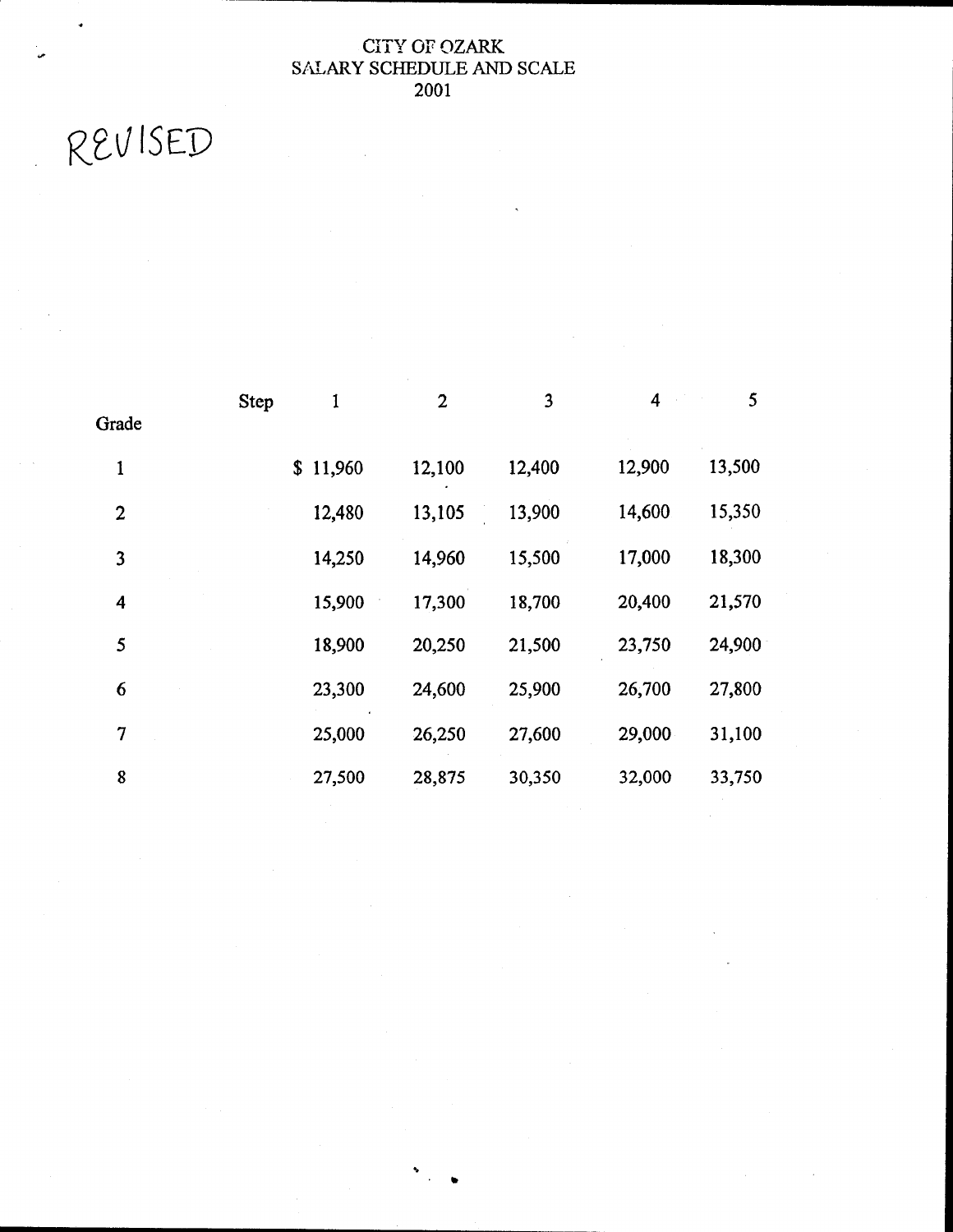# CITY OF OZARK
## SALARY SCHEDULE AND SCALE
## 2001

REVISED

| Grade | Step 1 | 2 | 3 | 4 | 5 |
|---|---|---|---|---|---|
| 1 | $ 11,960 | 12,100 | 12,400 | 12,900 | 13,500 |
| 2 | 12,480 | 13,105 | 13,900 | 14,600 | 15,350 |
| 3 | 14,250 | 14,960 | 15,500 | 17,000 | 18,300 |
| 4 | 15,900 | 17,300 | 18,700 | 20,400 | 21,570 |
| 5 | 18,900 | 20,250 | 21,500 | 23,750 | 24,900 |
| 6 | 23,300 | 24,600 | 25,900 | 26,700 | 27,800 |
| 7 | 25,000 | 26,250 | 27,600 | 29,000 | 31,100 |
| 8 | 27,500 | 28,875 | 30,350 | 32,000 | 33,750 |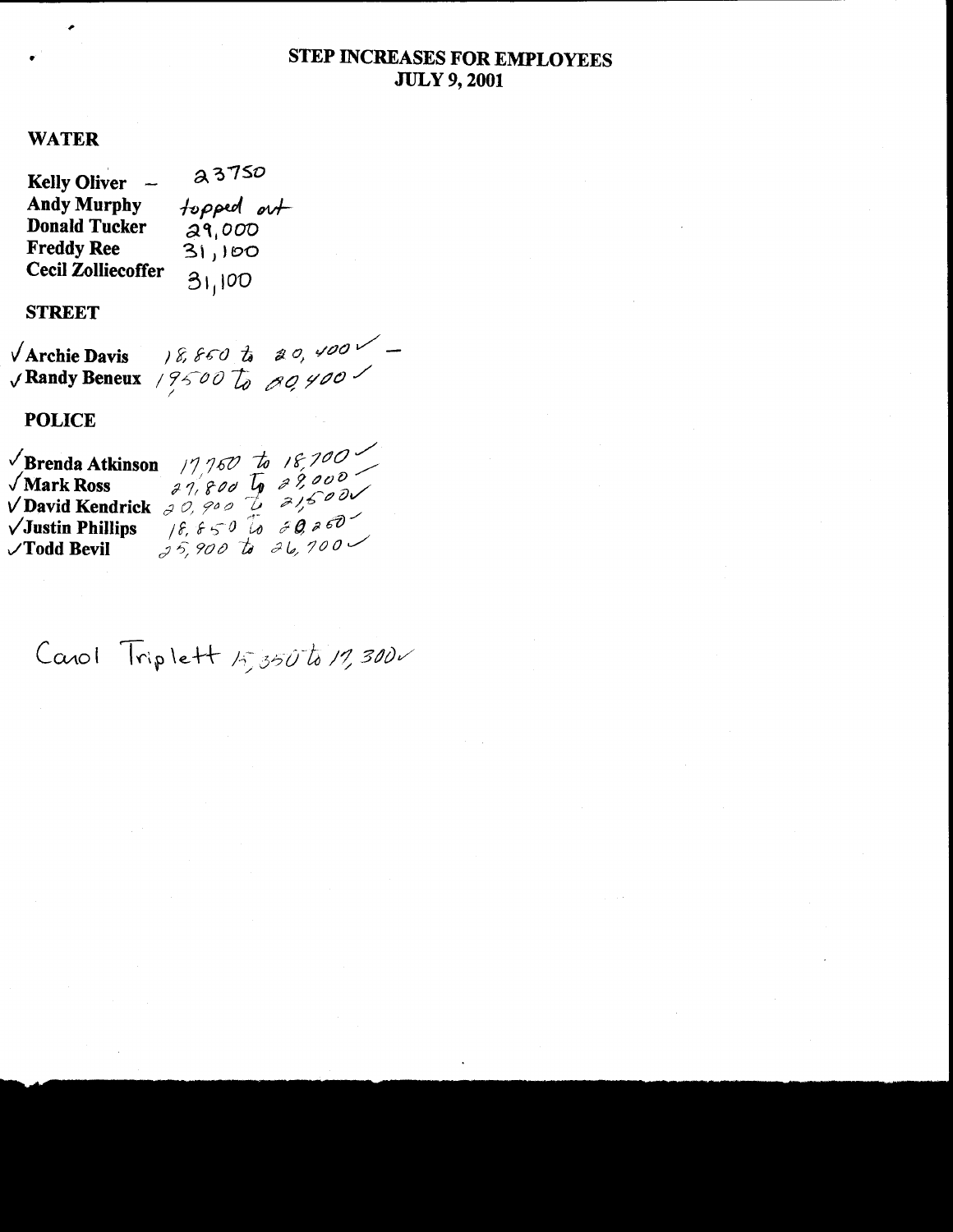# STEP INCREASES FOR EMPLOYEES
## JULY 9, 2001

### WATER

| | |
|---|---|
| **Kelly Oliver** – | 23750 |
| **Andy Murphy** | topped out |
| **Donald Tucker** | 29,000 |
| **Freddy Ree** | 31,100 |
| **Cecil Zolliecoffer** | 31,100 |

### STREET

| | |
|---|---|
| ✓ **Archie Davis** | 18,850 to 20,400 ✓ – |
| ✓ **Randy Beneux** | 19500 to 20,400 ✓ |

### POLICE

| | |
|---|---|
| ✓ **Brenda Atkinson** | 17,750 to 18,700 ✓ |
| ✓ **Mark Ross** | 27,800 to 29,000 ✓ |
| ✓ **David Kendrick** | 20,900 to 21,500 ✓ |
| ✓ **Justin Phillips** | 18,850 to 20,260 ✓ |
| ✓ **Todd Bevil** | 25,900 to 26,700 ✓ |

Carol Triplett 15,350 to 17,300 ✓